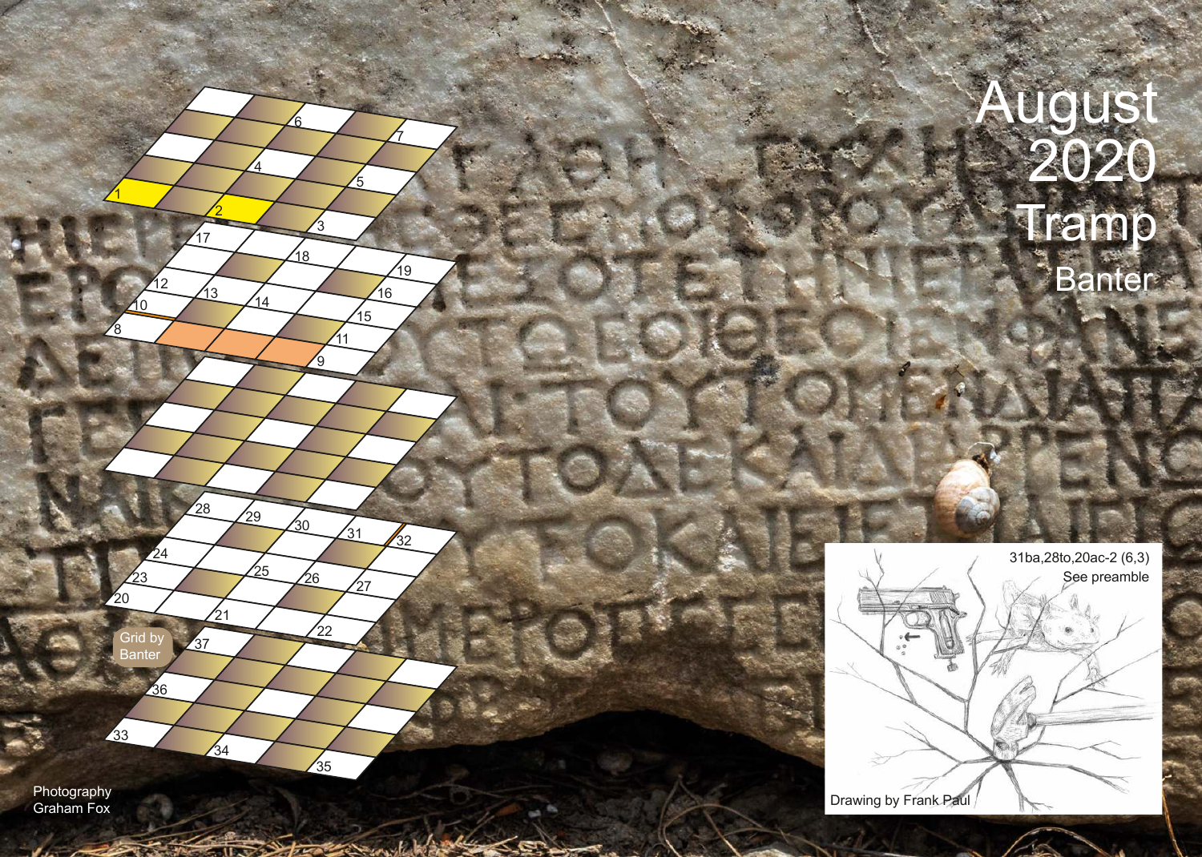# August 2020

# Tramp

## Banter

Grid by Banter

31ba,28to,20ac-2 (6,3)

See preamble

Drawing by Frank Paul

Photography Graham Fox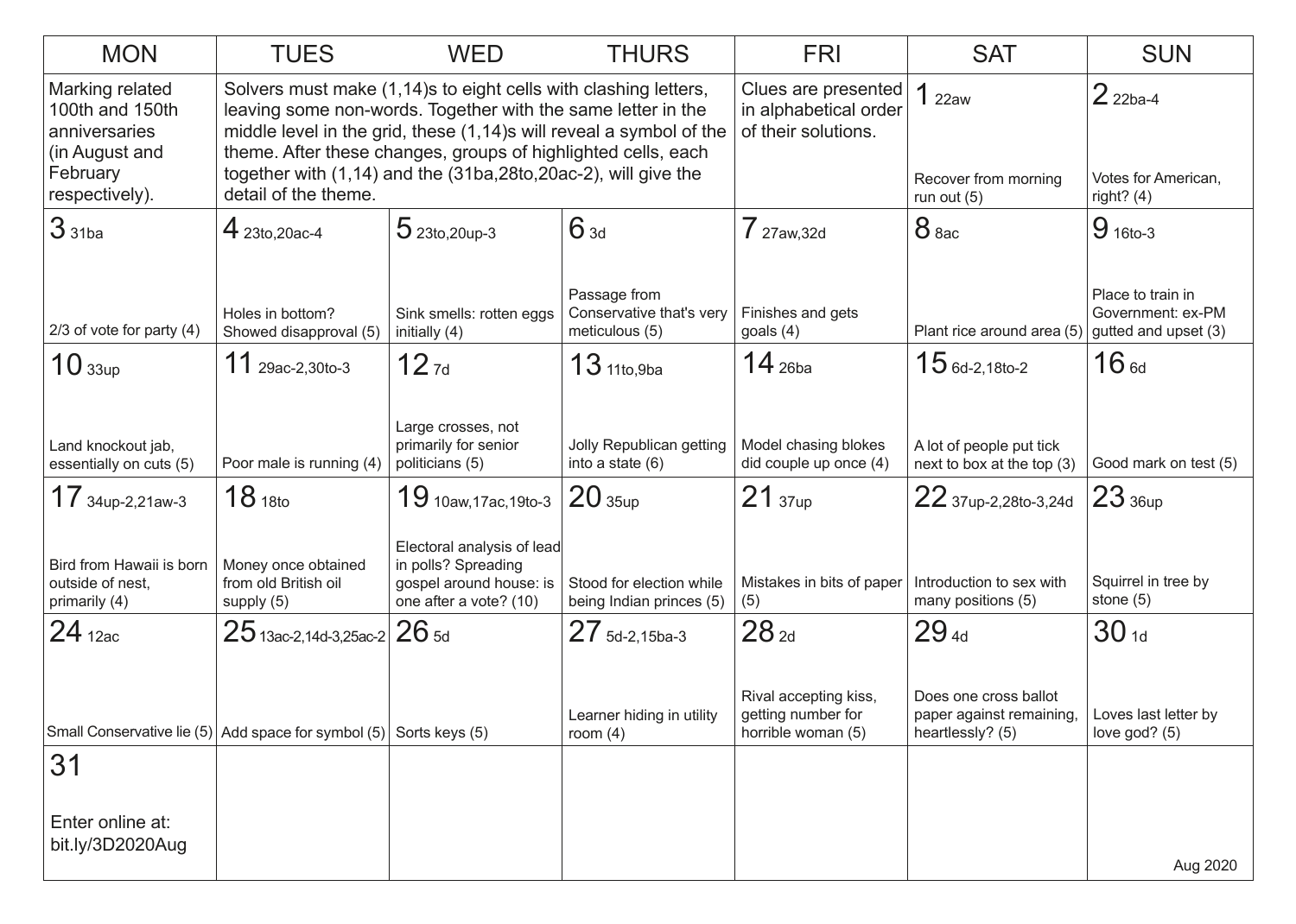| MON | TUES | WED | THURS | FRI | SAT | SUN |
|---|---|---|---|---|---|---|
| Marking related 100th and 150th anniversaries (in August and February respectively). | Solvers must make (1,14)s to eight cells with clashing letters, leaving some non-words. Together with the same letter in the middle level in the grid, these (1,14)s will reveal a symbol of the theme. After these changes, groups of highlighted cells, each together with (1,14) and the (31ba,28to,20ac-2), will give the detail of the theme. | | | Clues are presented in alphabetical order of their solutions. | 1 22aw<br><br>Recover from morning run out (5) | 2 22ba-4<br><br>Votes for American, right? (4) |
| 3 31ba<br><br>2/3 of vote for party (4) | 4 23to,20ac-4<br><br>Holes in bottom? Showed disapproval (5) | 5 23to,20up-3<br><br>Sink smells: rotten eggs initially (4) | 6 3d<br><br>Passage from Conservative that's very meticulous (5) | 7 27aw,32d<br><br>Finishes and gets goals (4) | 8 8ac<br><br>Plant rice around area (5) | 9 16to-3<br><br>Place to train in Government: ex-PM gutted and upset (3) |
| 10 33up<br><br>Land knockout jab, essentially on cuts (5) | 11 29ac-2,30to-3<br><br>Poor male is running (4) | 12 7d<br><br>Large crosses, not primarily for senior politicians (5) | 13 11to,9ba<br><br>Jolly Republican getting into a state (6) | 14 26ba<br><br>Model chasing blokes did couple up once (4) | 15 6d-2,18to-2<br><br>A lot of people put tick next to box at the top (3) | 16 6d<br><br>Good mark on test (5) |
| 17 34up-2,21aw-3<br><br>Bird from Hawaii is born outside of nest, primarily (4) | 18 18to<br><br>Money once obtained from old British oil supply (5) | 19 10aw,17ac,19to-3<br><br>Electoral analysis of lead in polls? Spreading gospel around house: is one after a vote? (10) | 20 35up<br><br>Stood for election while being Indian princes (5) | 21 37up<br><br>Mistakes in bits of paper (5) | 22 37up-2,28to-3,24d<br><br>Introduction to sex with many positions (5) | 23 36up<br><br>Squirrel in tree by stone (5) |
| 24 12ac<br><br>Small Conservative lie (5) | 25 13ac-2,14d-3,25ac-2<br><br>Add space for symbol (5) | 26 5d<br><br>Sorts keys (5) | 27 5d-2,15ba-3<br><br>Learner hiding in utility room (4) | 28 2d<br><br>Rival accepting kiss, getting number for horrible woman (5) | 29 4d<br><br>Does one cross ballot paper against remaining, heartlessly? (5) | 30 1d<br><br>Loves last letter by love god? (5) |
| 31<br><br>Enter online at: bit.ly/3D2020Aug | | | | | | Aug 2020 |